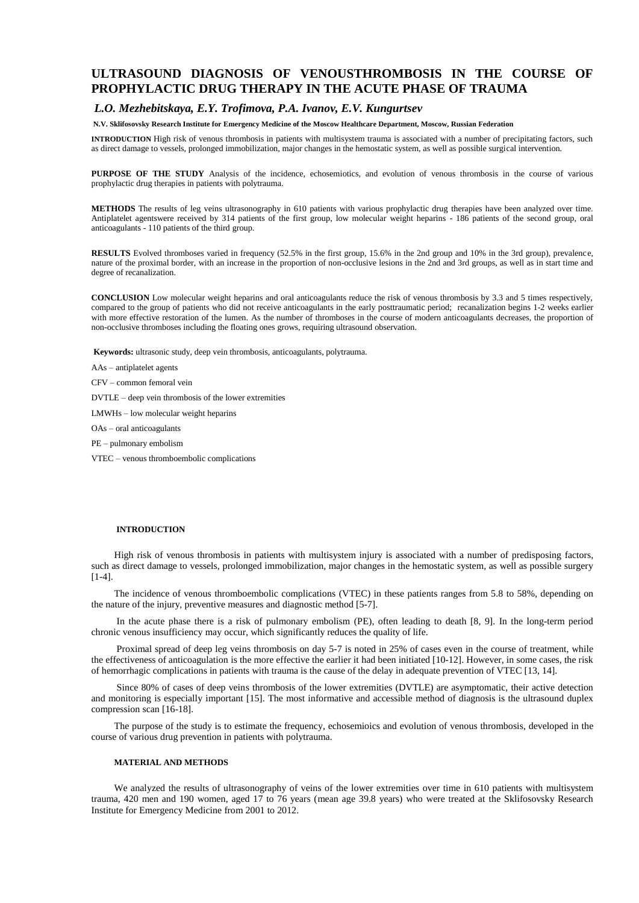# ULTRASOUND DIAGNOSIS OF VENOUSTHROMBOSIS IN THE COURSE OF PROPHYLACTIC DRUG THERAPY IN THE ACUTE PHASE OF TRAUMA

***L.O. Mezhebitskaya, E.Y. Trofimova, P.A. Ivanov, E.V. Kungurtsev***

**N.V. Sklifosovsky Research Institute for Emergency Medicine of the Moscow Healthcare Department, Moscow, Russian Federation**

**INTRODUCTION** High risk of venous thrombosis in patients with multisystem trauma is associated with a number of precipitating factors, such as direct damage to vessels, prolonged immobilization, major changes in the hemostatic system, as well as possible surgical intervention.

**PURPOSE OF THE STUDY** Analysis of the incidence, echosemiotics, and evolution of venous thrombosis in the course of various prophylactic drug therapies in patients with polytrauma.

**METHODS** The results of leg veins ultrasonography in 610 patients with various prophylactic drug therapies have been analyzed over time. Antiplatelet agentswere received by 314 patients of the first group, low molecular weight heparins - 186 patients of the second group, oral anticoagulants - 110 patients of the third group.

**RESULTS** Evolved thromboses varied in frequency (52.5% in the first group, 15.6% in the 2nd group and 10% in the 3rd group), prevalence, nature of the proximal border, with an increase in the proportion of non-occlusive lesions in the 2nd and 3rd groups, as well as in start time and degree of recanalization.

**CONCLUSION** Low molecular weight heparins and oral anticoagulants reduce the risk of venous thrombosis by 3.3 and 5 times respectively, compared to the group of patients who did not receive anticoagulants in the early posttraumatic period; recanalization begins 1-2 weeks earlier with more effective restoration of the lumen. As the number of thromboses in the course of modern anticoagulants decreases, the proportion of non-occlusive thromboses including the floating ones grows, requiring ultrasound observation.

**Keywords:** ultrasonic study, deep vein thrombosis, anticoagulants, polytrauma.

AAs – antiplatelet agents

CFV – common femoral vein

DVTLE – deep vein thrombosis of the lower extremities

LMWHs – low molecular weight heparins

OAs – oral anticoagulants

PE – pulmonary embolism

VTEC – venous thromboembolic complications

## INTRODUCTION

High risk of venous thrombosis in patients with multisystem injury is associated with a number of predisposing factors, such as direct damage to vessels, prolonged immobilization, major changes in the hemostatic system, as well as possible surgery [1-4].

The incidence of venous thromboembolic complications (VTEC) in these patients ranges from 5.8 to 58%, depending on the nature of the injury, preventive measures and diagnostic method [5-7].

In the acute phase there is a risk of pulmonary embolism (PE), often leading to death [8, 9]. In the long-term period chronic venous insufficiency may occur, which significantly reduces the quality of life.

Proximal spread of deep leg veins thrombosis on day 5-7 is noted in 25% of cases even in the course of treatment, while the effectiveness of anticoagulation is the more effective the earlier it had been initiated [10-12]. However, in some cases, the risk of hemorrhagic complications in patients with trauma is the cause of the delay in adequate prevention of VTEC [13, 14].

Since 80% of cases of deep veins thrombosis of the lower extremities (DVTLE) are asymptomatic, their active detection and monitoring is especially important [15]. The most informative and accessible method of diagnosis is the ultrasound duplex compression scan [16-18].

The purpose of the study is to estimate the frequency, echosemioics and evolution of venous thrombosis, developed in the course of various drug prevention in patients with polytrauma.

## MATERIAL AND METHODS

We analyzed the results of ultrasonography of veins of the lower extremities over time in 610 patients with multisystem trauma, 420 men and 190 women, aged 17 to 76 years (mean age 39.8 years) who were treated at the Sklifosovsky Research Institute for Emergency Medicine from 2001 to 2012.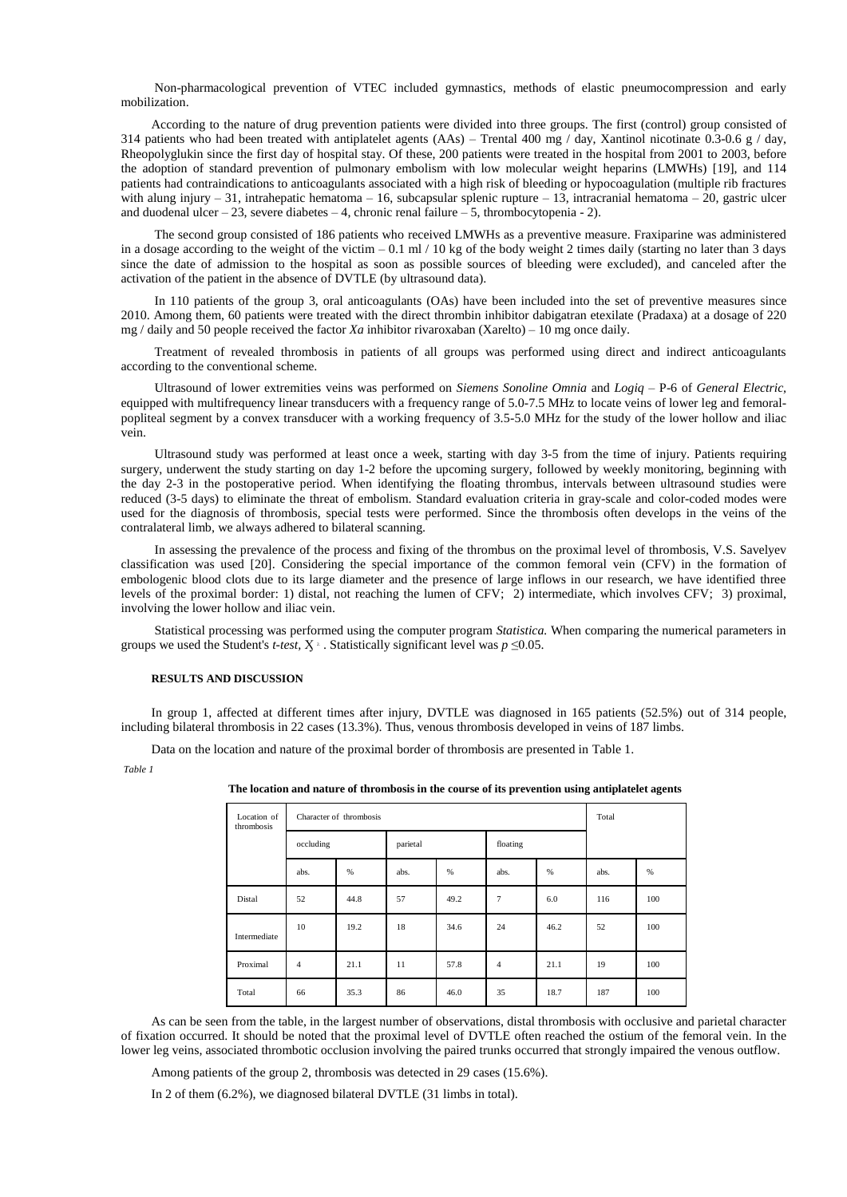Non-pharmacological prevention of VTEC included gymnastics, methods of elastic pneumocompression and early mobilization.

According to the nature of drug prevention patients were divided into three groups. The first (control) group consisted of 314 patients who had been treated with antiplatelet agents (AAs) – Trental 400 mg / day, Xantinol nicotinate 0.3-0.6 g / day, Rheopolyglukin since the first day of hospital stay. Of these, 200 patients were treated in the hospital from 2001 to 2003, before the adoption of standard prevention of pulmonary embolism with low molecular weight heparins (LMWHs) [19], and 114 patients had contraindications to anticoagulants associated with a high risk of bleeding or hypocoagulation (multiple rib fractures with alung injury – 31, intrahepatic hematoma – 16, subcapsular splenic rupture – 13, intracranial hematoma – 20, gastric ulcer and duodenal ulcer – 23, severe diabetes – 4, chronic renal failure – 5, thrombocytopenia - 2).

The second group consisted of 186 patients who received LMWHs as a preventive measure. Fraxiparine was administered in a dosage according to the weight of the victim – 0.1 ml / 10 kg of the body weight 2 times daily (starting no later than 3 days since the date of admission to the hospital as soon as possible sources of bleeding were excluded), and canceled after the activation of the patient in the absence of DVTLE (by ultrasound data).

In 110 patients of the group 3, oral anticoagulants (OAs) have been included into the set of preventive measures since 2010. Among them, 60 patients were treated with the direct thrombin inhibitor dabigatran etexilate (Pradaxa) at a dosage of 220 mg / daily and 50 people received the factor *Xa* inhibitor rivaroxaban (Xarelto) – 10 mg once daily.

Treatment of revealed thrombosis in patients of all groups was performed using direct and indirect anticoagulants according to the conventional scheme.

Ultrasound of lower extremities veins was performed on *Siemens Sonoline Omnia* and *Logiq* – P-6 of *General Electric*, equipped with multifrequency linear transducers with a frequency range of 5.0-7.5 MHz to locate veins of lower leg and femoral-popliteal segment by a convex transducer with a working frequency of 3.5-5.0 MHz for the study of the lower hollow and iliac vein.

Ultrasound study was performed at least once a week, starting with day 3-5 from the time of injury. Patients requiring surgery, underwent the study starting on day 1-2 before the upcoming surgery, followed by weekly monitoring, beginning with the day 2-3 in the postoperative period. When identifying the floating thrombus, intervals between ultrasound studies were reduced (3-5 days) to eliminate the threat of embolism. Standard evaluation criteria in gray-scale and color-coded modes were used for the diagnosis of thrombosis, special tests were performed. Since the thrombosis often develops in the veins of the contralateral limb, we always adhered to bilateral scanning.

In assessing the prevalence of the process and fixing of the thrombus on the proximal level of thrombosis, V.S. Savelyev classification was used [20]. Considering the special importance of the common femoral vein (CFV) in the formation of embologenic blood clots due to its large diameter and the presence of large inflows in our research, we have identified three levels of the proximal border: 1) distal, not reaching the lumen of CFV; 2) intermediate, which involves CFV; 3) proximal, involving the lower hollow and iliac vein.

Statistical processing was performed using the computer program *Statistica.* When comparing the numerical parameters in groups we used the Student's *t-test*, $\chi^2$. Statistically significant level was $p \leq 0.05$.

## RESULTS AND DISCUSSION

In group 1, affected at different times after injury, DVTLE was diagnosed in 165 patients (52.5%) out of 314 people, including bilateral thrombosis in 22 cases (13.3%). Thus, venous thrombosis developed in veins of 187 limbs.

Data on the location and nature of the proximal border of thrombosis are presented in Table 1.

*Table 1*

**The location and nature of thrombosis in the course of its prevention using antiplatelet agents**

| Location of thrombosis | Character of thrombosis | | | | | | Total | |
|---|---|---|---|---|---|---|---|---|
| | occluding | | parietal | | floating | | | |
| | abs. | % | abs. | % | abs. | % | abs. | % |
| Distal | 52 | 44.8 | 57 | 49.2 | 7 | 6.0 | 116 | 100 |
| Intermediate | 10 | 19.2 | 18 | 34.6 | 24 | 46.2 | 52 | 100 |
| Proximal | 4 | 21.1 | 11 | 57.8 | 4 | 21.1 | 19 | 100 |
| Total | 66 | 35.3 | 86 | 46.0 | 35 | 18.7 | 187 | 100 |

As can be seen from the table, in the largest number of observations, distal thrombosis with occlusive and parietal character of fixation occurred. It should be noted that the proximal level of DVTLE often reached the ostium of the femoral vein. In the lower leg veins, associated thrombotic occlusion involving the paired trunks occurred that strongly impaired the venous outflow.

Among patients of the group 2, thrombosis was detected in 29 cases (15.6%).

In 2 of them (6.2%), we diagnosed bilateral DVTLE (31 limbs in total).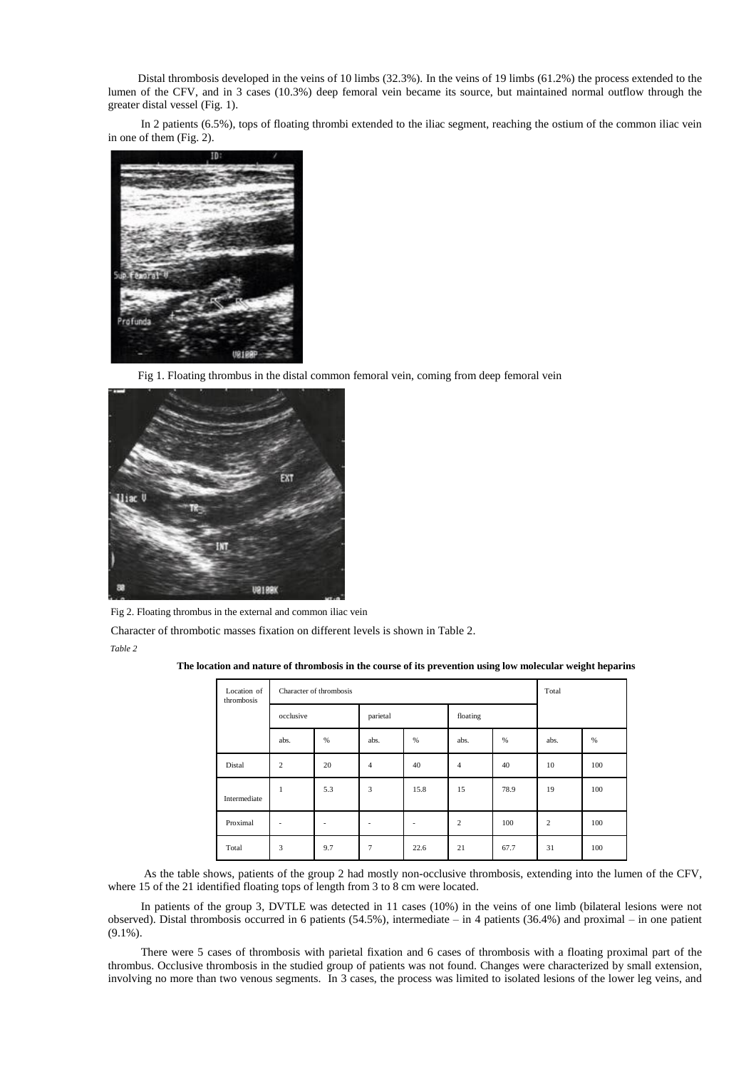Distal thrombosis developed in the veins of 10 limbs (32.3%). In the veins of 19 limbs (61.2%) the process extended to the lumen of the CFV, and in 3 cases (10.3%) deep femoral vein became its source, but maintained normal outflow through the greater distal vessel (Fig. 1).

In 2 patients (6.5%), tops of floating thrombi extended to the iliac segment, reaching the ostium of the common iliac vein in one of them (Fig. 2).

Fig 1. Floating thrombus in the distal common femoral vein, coming from deep femoral vein

Fig 2. Floating thrombus in the external and common iliac vein

Character of thrombotic masses fixation on different levels is shown in Table 2.

*Table 2*

**The location and nature of thrombosis in the course of its prevention using low molecular weight heparins**

| Location of thrombosis | Character of thrombosis | | | | | | Total | |
|---|---|---|---|---|---|---|---|---|
| | occlusive | | parietal | | floating | | | |
| | abs. | % | abs. | % | abs. | % | abs. | % |
| Distal | 2 | 20 | 4 | 40 | 4 | 40 | 10 | 100 |
| Intermediate | 1 | 5.3 | 3 | 15.8 | 15 | 78.9 | 19 | 100 |
| Proximal | - | - | - | - | 2 | 100 | 2 | 100 |
| Total | 3 | 9.7 | 7 | 22.6 | 21 | 67.7 | 31 | 100 |

As the table shows, patients of the group 2 had mostly non-occlusive thrombosis, extending into the lumen of the CFV, where 15 of the 21 identified floating tops of length from 3 to 8 cm were located.

In patients of the group 3, DVTLE was detected in 11 cases (10%) in the veins of one limb (bilateral lesions were not observed). Distal thrombosis occurred in 6 patients (54.5%), intermediate – in 4 patients (36.4%) and proximal – in one patient (9.1%).

There were 5 cases of thrombosis with parietal fixation and 6 cases of thrombosis with a floating proximal part of the thrombus. Occlusive thrombosis in the studied group of patients was not found. Changes were characterized by small extension, involving no more than two venous segments. In 3 cases, the process was limited to isolated lesions of the lower leg veins, and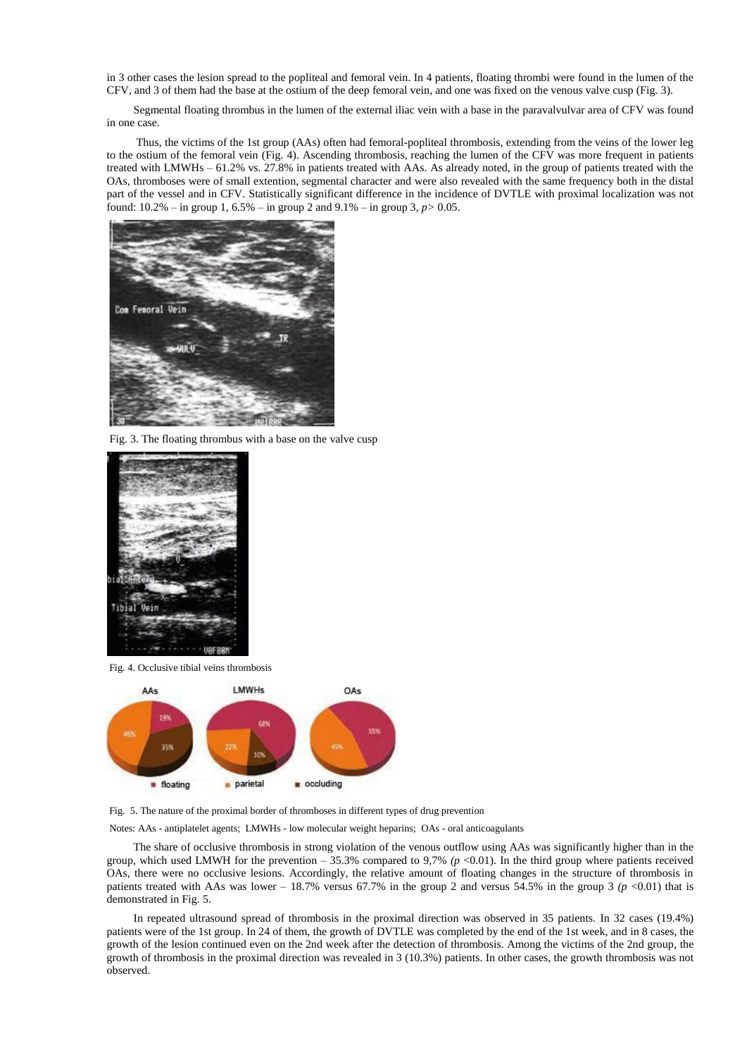in 3 other cases the lesion spread to the popliteal and femoral vein. In 4 patients, floating thrombi were found in the lumen of the CFV, and 3 of them had the base at the ostium of the deep femoral vein, and one was fixed on the venous valve cusp (Fig. 3).

Segmental floating thrombus in the lumen of the external iliac vein with a base in the paravalvulvar area of CFV was found in one case.

Thus, the victims of the 1st group (AAs) often had femoral-popliteal thrombosis, extending from the veins of the lower leg to the ostium of the femoral vein (Fig. 4). Ascending thrombosis, reaching the lumen of the CFV was more frequent in patients treated with LMWHs – 61.2% vs. 27.8% in patients treated with AAs. As already noted, in the group of patients treated with the OAs, thromboses were of small extention, segmental character and were also revealed with the same frequency both in the distal part of the vessel and in CFV. Statistically significant difference in the incidence of DVTLE with proximal localization was not found: 10.2% – in group 1, 6.5% – in group 2 and 9.1% – in group 3, $p > 0.05$.

Fig. 3. The floating thrombus with a base on the valve cusp

Fig. 4. Occlusive tibial veins thrombosis

Fig. 5. The nature of the proximal border of thromboses in different types of drug prevention

Notes: AAs - antiplatelet agents; LMWHs - low molecular weight heparins; OAs - oral anticoagulants

The share of occlusive thrombosis in strong violation of the venous outflow using AAs was significantly higher than in the group, which used LMWH for the prevention – 35.3% compared to 9,7% ($p < 0.01$). In the third group where patients received OAs, there were no occlusive lesions. Accordingly, the relative amount of floating changes in the structure of thrombosis in patients treated with AAs was lower – 18.7% versus 67.7% in the group 2 and versus 54.5% in the group 3 ($p < 0.01$) that is demonstrated in Fig. 5.

In repeated ultrasound spread of thrombosis in the proximal direction was observed in 35 patients. In 32 cases (19.4%) patients were of the 1st group. In 24 of them, the growth of DVTLE was completed by the end of the 1st week, and in 8 cases, the growth of the lesion continued even on the 2nd week after the detection of thrombosis. Among the victims of the 2nd group, the growth of thrombosis in the proximal direction was revealed in 3 (10.3%) patients. In other cases, the growth thrombosis was not observed.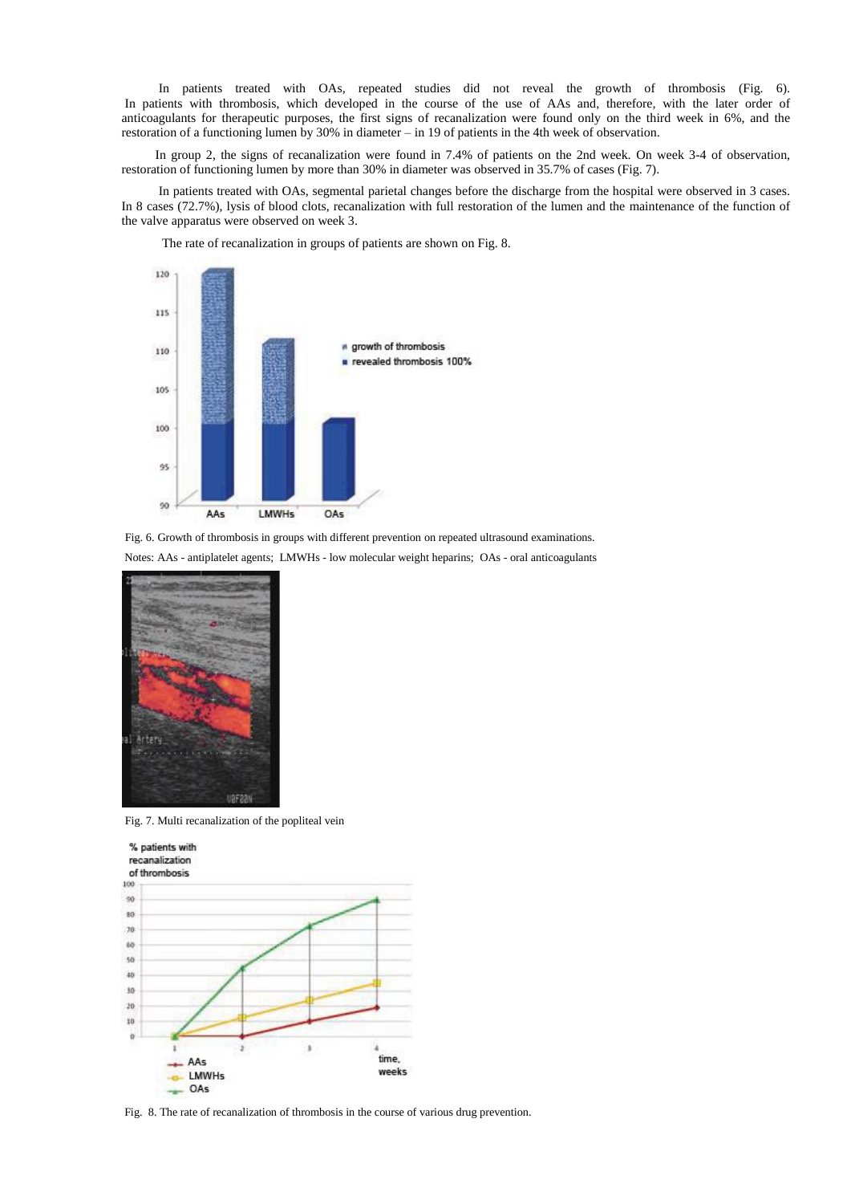In patients treated with OAs, repeated studies did not reveal the growth of thrombosis (Fig. 6). In patients with thrombosis, which developed in the course of the use of AAs and, therefore, with the later order of anticoagulants for therapeutic purposes, the first signs of recanalization were found only on the third week in 6%, and the restoration of a functioning lumen by 30% in diameter – in 19 of patients in the 4th week of observation.

In group 2, the signs of recanalization were found in 7.4% of patients on the 2nd week. On week 3-4 of observation, restoration of functioning lumen by more than 30% in diameter was observed in 35.7% of cases (Fig. 7).

In patients treated with OAs, segmental parietal changes before the discharge from the hospital were observed in 3 cases. In 8 cases (72.7%), lysis of blood clots, recanalization with full restoration of the lumen and the maintenance of the function of the valve apparatus were observed on week 3.

The rate of recanalization in groups of patients are shown on Fig. 8.

Fig. 6. Growth of thrombosis in groups with different prevention on repeated ultrasound examinations.

Notes: AAs - antiplatelet agents; LMWHs - low molecular weight heparins; OAs - oral anticoagulants

Fig. 7. Multi recanalization of the popliteal vein

Fig. 8. The rate of recanalization of thrombosis in the course of various drug prevention.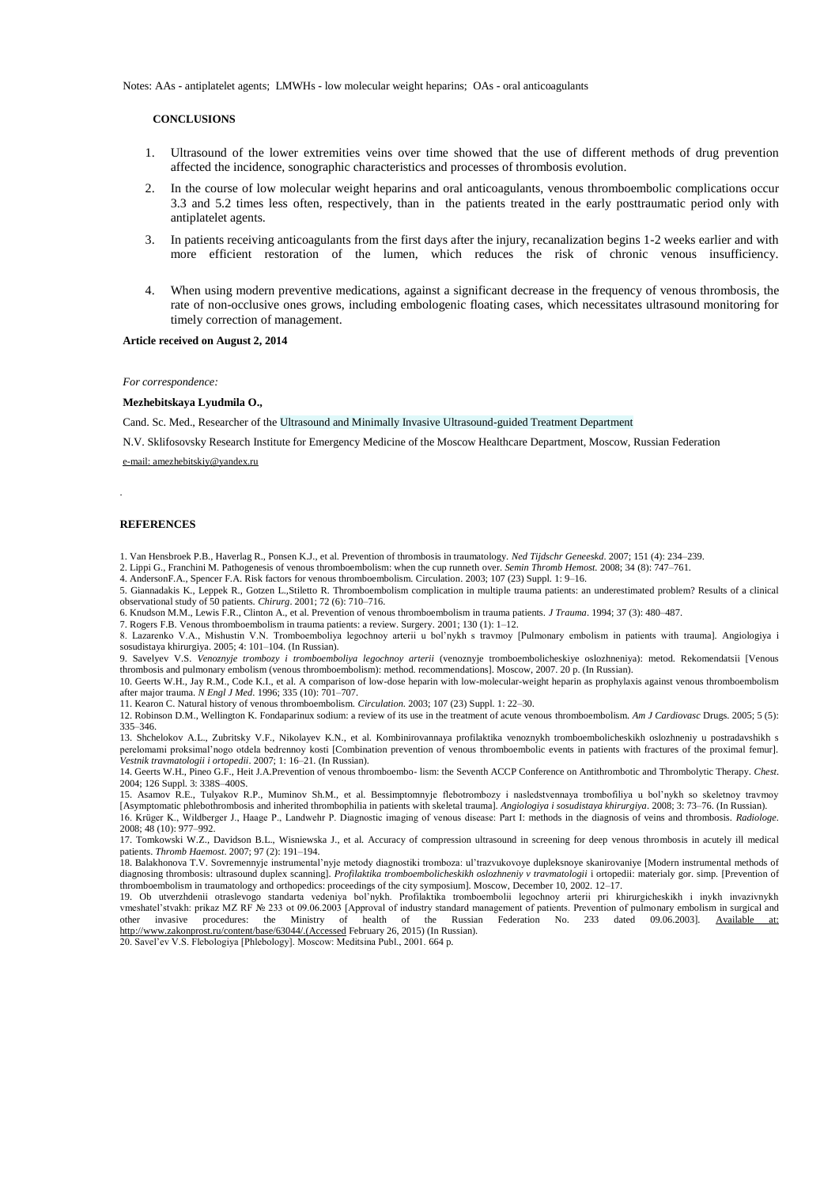Notes: AAs - antiplatelet agents; LMWHs - low molecular weight heparins; OAs - oral anticoagulants

## CONCLUSIONS

1. Ultrasound of the lower extremities veins over time showed that the use of different methods of drug prevention affected the incidence, sonographic characteristics and processes of thrombosis evolution.
2. In the course of low molecular weight heparins and oral anticoagulants, venous thromboembolic complications occur 3.3 and 5.2 times less often, respectively, than in the patients treated in the early posttraumatic period only with antiplatelet agents.
3. In patients receiving anticoagulants from the first days after the injury, recanalization begins 1-2 weeks earlier and with more efficient restoration of the lumen, which reduces the risk of chronic venous insufficiency.
4. When using modern preventive medications, against a significant decrease in the frequency of venous thrombosis, the rate of non-occlusive ones grows, including embologenic floating cases, which necessitates ultrasound monitoring for timely correction of management.

**Article received on August 2, 2014**

*For correspondence:*

**Mezhebitskaya Lyudmila O.,**

Cand. Sc. Med., Researcher of the Ultrasound and Minimally Invasive Ultrasound-guided Treatment Department

N.V. Sklifosovsky Research Institute for Emergency Medicine of the Moscow Healthcare Department, Moscow, Russian Federation

e-mail: amezhebitskiy@yandex.ru

## REFERENCES

1. Van Hensbroek P.B., Haverlag R., Ponsen K.J., et al. Prevention of thrombosis in traumatology. *Ned Tijdschr Geneeskd*. 2007; 151 (4): 234–239.
2. Lippi G., Franchini M. Pathogenesis of venous thromboembolism: when the cup runneth over. *Semin Thromb Hemost.* 2008; 34 (8): 747–761.
4. AndersonF.A., Spencer F.A. Risk factors for venous thromboembolism. Circulation. 2003; 107 (23) Suppl. 1: 9–16.
5. Giannadakis K., Leppek R., Gotzen L.,Stiletto R. Thromboembolism complication in multiple trauma patients: an underestimated problem? Results of a clinical observational study of 50 patients. *Chirurg*. 2001; 72 (6): 710–716.
6. Knudson M.M., Lewis F.R., Clinton A., et al. Prevention of venous thromboembolism in trauma patients. *J Trauma*. 1994; 37 (3): 480–487.
7. Rogers F.B. Venous thromboembolism in trauma patients: a review. Surgery. 2001; 130 (1): 1–12.
8. Lazarenko V.A., Mishustin V.N. Tromboemboliya legochnoy arterii u bol'nykh s travmoy [Pulmonary embolism in patients with trauma]. Angiologiya i sosudistaya khirurgiya. 2005; 4: 101–104. (In Russian).
9. Savelyev V.S. *Venoznyje trombozy i tromboemboliya legochnoy arterii* (venoznyje tromboembolicheskiye oslozhneniya): metod. Rekomendatsii [Venous thrombosis and pulmonary embolism (venous thromboembolism): method. recommendations]. Moscow, 2007. 20 p. (In Russian).
10. Geerts W.H., Jay R.M., Code K.I., et al. A comparison of low-dose heparin with low-molecular-weight heparin as prophylaxis against venous thromboembolism after major trauma. *N Engl J Med*. 1996; 335 (10): 701–707.
11. Kearon C. Natural history of venous thromboembolism. *Circulation.* 2003; 107 (23) Suppl. 1: 22–30.
12. Robinson D.M., Wellington K. Fondaparinux sodium: a review of its use in the treatment of acute venous thromboembolism. *Am J Cardiovasc* Drugs. 2005; 5 (5): 335–346.
13. Shchelokov A.L., Zubritsky V.F., Nikolayev K.N., et al. Kombinirovannaya profilaktika venoznykh tromboembolicheskikh oslozhneniy u postradavshikh s perelomami proksimal'nogo otdela bedrennoy kosti [Combination prevention of venous thromboembolic events in patients with fractures of the proximal femur]. *Vestnik travmatologii i ortopedii*. 2007; 1: 16–21. (In Russian).
14. Geerts W.H., Pineo G.F., Heit J.A.Prevention of venous thromboembo- lism: the Seventh ACCP Conference on Antithrombotic and Thrombolytic Therapy. *Chest*. 2004; 126 Suppl. 3: 338S–400S.
15. Asamov R.E., Tulyakov R.P., Muminov Sh.M., et al. Bessimptomnyje flebotrombozy i nasledstvennaya trombofiliya u bol'nykh so skeletnoy travmoy [Asymptomatic phlebothrombosis and inherited thrombophilia in patients with skeletal trauma]. *Angiologiya i sosudistaya khirurgiya*. 2008; 3: 73–76. (In Russian).
16. Krüger K., Wildberger J., Haage P., Landwehr P. Diagnostic imaging of venous disease: Part I: methods in the diagnosis of veins and thrombosis. *Radiologe*. 2008; 48 (10): 977–992.
17. Tomkowski W.Z., Davidson B.L., Wisniewska J., et al. Accuracy of compression ultrasound in screening for deep venous thrombosis in acutely ill medical patients. *Thromb Haemost*. 2007; 97 (2): 191–194.
18. Balakhonova T.V. Sovremennyje instrumental'nyje metody diagnostiki tromboza: ul'trazvukovoye dupleksnoye skanirovaniye [Modern instrumental methods of diagnosing thrombosis: ultrasound duplex scanning]. *Profilaktika tromboembolicheskikh oslozhneniy v travmatologii* i ortopedii: materialy gor. simp. [Prevention of thromboembolism in traumatology and orthopedics: proceedings of the city symposium]. Moscow, December 10, 2002. 12–17.
19. Ob utverzhdenii otraslevogo standarta vedeniya bol'nykh. Profilaktika tromboembolii legochnoy arterii pri khirurgicheskikh i inykh invazivnykh vmeshatel'stvakh: prikaz MZ RF № 233 ot 09.06.2003 [Approval of industry standard management of patients. Prevention of pulmonary embolism in surgical and other invasive procedures: the Ministry of health of the Russian Federation No. 233 dated 09.06.2003]. Available at: http://www.zakonprost.ru/content/base/63044/.(Accessed February 26, 2015) (In Russian).
20. Savel'ev V.S. Flebologiya [Phlebology]. Moscow: Meditsina Publ., 2001. 664 p.